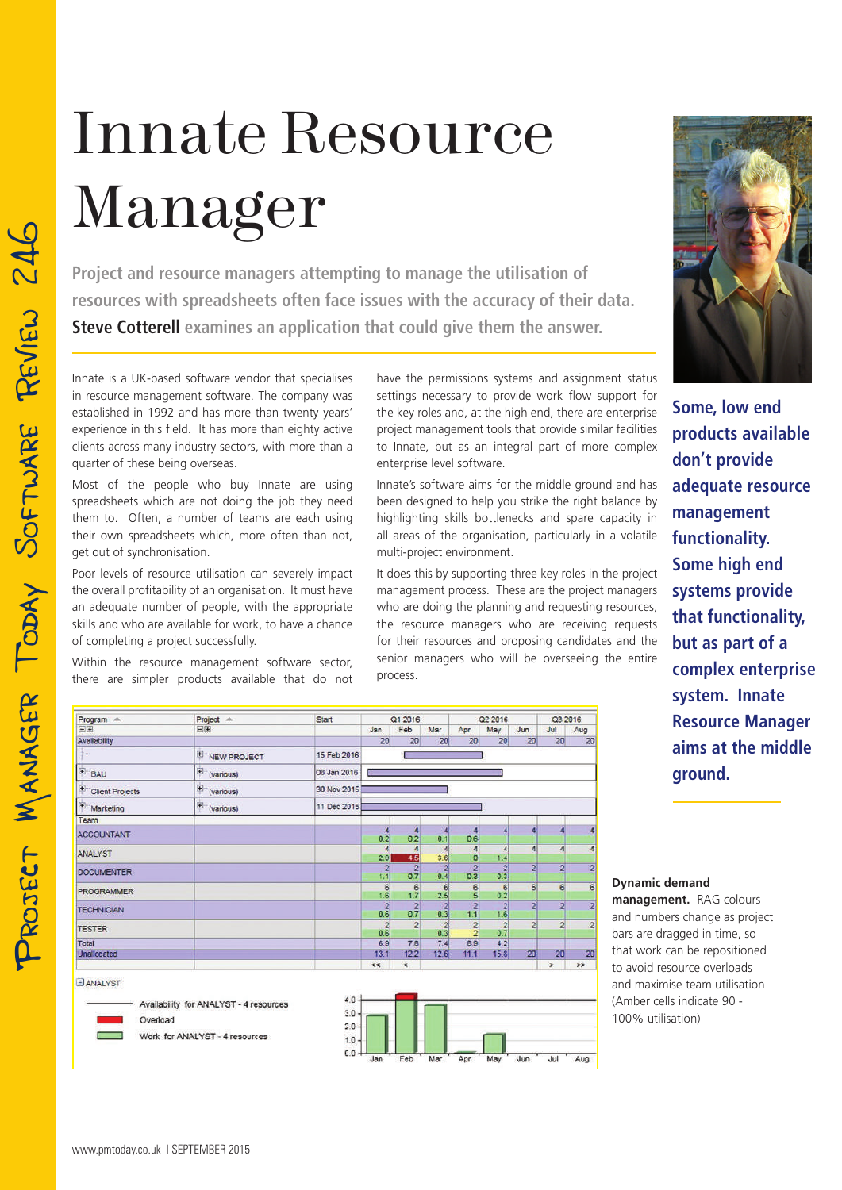# Innate Resource Manager

**Project and resource managers attempting to manage the utilisation of resources with spreadsheets often face issues with the accuracy of their data. Steve Cotterell examines an application that could give them the answer.**

Innate is a UK-based software vendor that specialises in resource management software. The company was established in 1992 and has more than twenty years' experience in this field. It has more than eighty active clients across many industry sectors, with more than a quarter of these being overseas.

Most of the people who buy Innate are using spreadsheets which are not doing the job they need them to. Often, a number of teams are each using their own spreadsheets which, more often than not, get out of synchronisation.

Poor levels of resource utilisation can severely impact the overall profitability of an organisation. It must have an adequate number of people, with the appropriate skills and who are available for work, to have a chance of completing a project successfully.

Within the resource management software sector, there are simpler products available that do not have the permissions systems and assignment status settings necessary to provide work flow support for the key roles and, at the high end, there are enterprise project management tools that provide similar facilities to Innate, but as an integral part of more complex enterprise level software.

Innate's software aims for the middle ground and has been designed to help you strike the right balance by highlighting skills bottlenecks and spare capacity in all areas of the organisation, particularly in a volatile multi-project environment.

It does this by supporting three key roles in the project management process. These are the project managers who are doing the planning and requesting resources, the resource managers who are receiving requests for their resources and proposing candidates and the senior managers who will be overseeing the entire process.

**Some, low end products available don't provide adequate resource management functionality. Some high end systems provide that functionality, but as part of a complex enterprise system. Innate Resource Manager aims at the middle ground.**

**Dynamic demand management.** RAG colours and numbers change as project bars are dragged in time, so that work can be repositioned to avoid resource overloads and maximise team utilisation (Amber cells indicate 90 - 100% utilisation)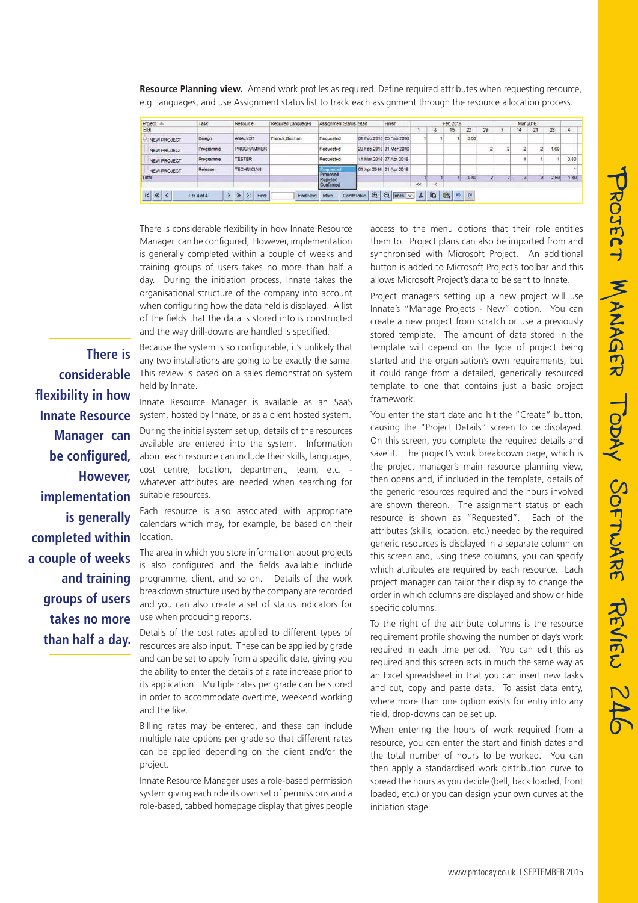**Resource Planning view.** Amend work profiles as required. Define required attributes when requesting resource, e.g. languages, and use Assignment status list to track each assignment through the resource allocation process.

| Project | Task | Resource | Required Languages | Assignment Status | Start | Finish | 1 | 8 | 15 | 22 | 29 | 7 | 14 | 21 | 28 | 4 |
|---|---|---|---|---|---|---|---|---|---|---|---|---|---|---|---|---|
| NEW PROJECT | Design | ANALYST | French,German | Requested | 01 Feb 2016 | 25 Feb 2016 | 1 | 1 | 1 | 0.60 | | | | | | |
| NEW PROJECT | Programme | PROGRAMMER | | Requested | 29 Feb 2016 | 31 Mar 2016 | | | | | 2 | 2 | 2 | 2 | 1.60 | |
| NEW PROJECT | Programme | TESTER | | Requested | 14 Mar 2016 | 07 Apr 2016 | | | | | | | 1 | 1 | 1 | 0.60 |
| NEW PROJECT | Release | TECHNICIAN | | Requested | 04 Apr 2016 | 21 Apr 2016 | | | | | | | | | | 1 |
| Total | | | | | | | 1 | 1 | 1 | 0.60 | 2 | 2 | 3 | 3 | 2.60 | 1.60 |

There is considerable flexibility in how Innate Resource Manager can be configured, However, implementation is generally completed within a couple of weeks and training groups of users takes no more than half a day. During the initiation process, Innate takes the organisational structure of the company into account when configuring how the data held is displayed. A list of the fields that the data is stored into is constructed and the way drill-downs are handled is specified.

**There is considerable flexibility in how Innate Resource Manager can be configured, However, implementation is generally completed within a couple of weeks and training groups of users takes no more than half a day.**

Because the system is so configurable, it's unlikely that any two installations are going to be exactly the same. This review is based on a sales demonstration system held by Innate.

Innate Resource Manager is available as an SaaS system, hosted by Innate, or as a client hosted system.

During the initial system set up, details of the resources available are entered into the system. Information about each resource can include their skills, languages, cost centre, location, department, team, etc. - whatever attributes are needed when searching for suitable resources.

Each resource is also associated with appropriate calendars which may, for example, be based on their location.

The area in which you store information about projects is also configured and the fields available include programme, client, and so on. Details of the work breakdown structure used by the company are recorded and you can also create a set of status indicators for use when producing reports.

Details of the cost rates applied to different types of resources are also input. These can be applied by grade and can be set to apply from a specific date, giving you the ability to enter the details of a rate increase prior to its application. Multiple rates per grade can be stored in order to accommodate overtime, weekend working and the like.

Billing rates may be entered, and these can include multiple rate options per grade so that different rates can be applied depending on the client and/or the project.

Innate Resource Manager uses a role-based permission system giving each role its own set of permissions and a role-based, tabbed homepage display that gives people access to the menu options that their role entitles them to. Project plans can also be imported from and synchronised with Microsoft Project. An additional button is added to Microsoft Project's toolbar and this allows Microsoft Project's data to be sent to Innate.

Project managers setting up a new project will use Innate's "Manage Projects - New" option. You can create a new project from scratch or use a previously stored template. The amount of data stored in the template will depend on the type of project being started and the organisation's own requirements, but it could range from a detailed, generically resourced template to one that contains just a basic project framework.

You enter the start date and hit the "Create" button, causing the "Project Details" screen to be displayed. On this screen, you complete the required details and save it. The project's work breakdown page, which is the project manager's main resource planning view, then opens and, if included in the template, details of the generic resources required and the hours involved are shown thereon. The assignment status of each resource is shown as "Requested". Each of the attributes (skills, location, etc.) needed by the required generic resources is displayed in a separate column on this screen and, using these columns, you can specify which attributes are required by each resource. Each project manager can tailor their display to change the order in which columns are displayed and show or hide specific columns.

To the right of the attribute columns is the resource requirement profile showing the number of day's work required in each time period. You can edit this as required and this screen acts in much the same way as an Excel spreadsheet in that you can insert new tasks and cut, copy and paste data. To assist data entry, where more than one option exists for entry into any field, drop-downs can be set up.

When entering the hours of work required from a resource, you can enter the start and finish dates and the total number of hours to be worked. You can then apply a standardised work distribution curve to spread the hours as you decide (bell, back loaded, front loaded, etc.) or you can design your own curves at the initiation stage.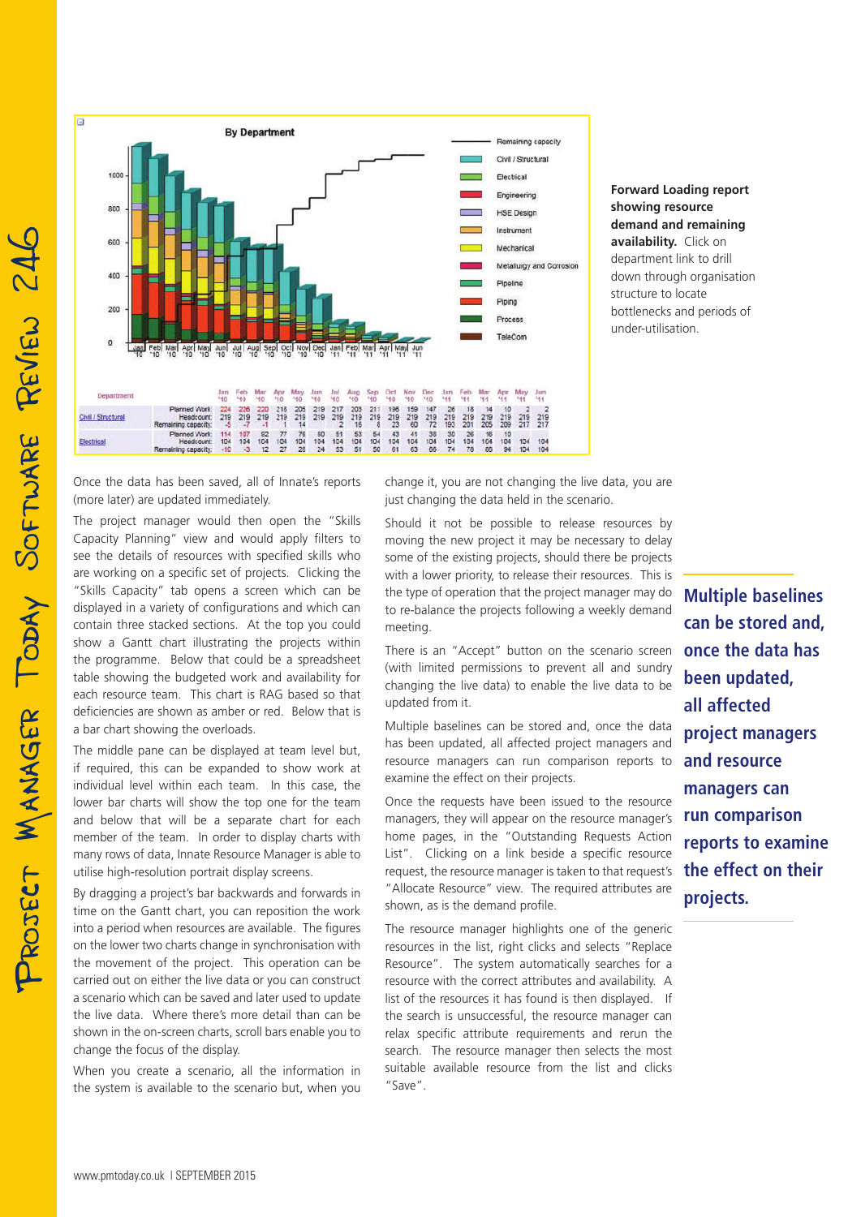**Forward Loading report showing resource demand and remaining availability.** Click on department link to drill down through organisation structure to locate bottlenecks and periods of under-utilisation.

Once the data has been saved, all of Innate's reports (more later) are updated immediately.

The project manager would then open the "Skills Capacity Planning" view and would apply filters to see the details of resources with specified skills who are working on a specific set of projects. Clicking the "Skills Capacity" tab opens a screen which can be displayed in a variety of configurations and which can contain three stacked sections. At the top you could show a Gantt chart illustrating the projects within the programme. Below that could be a spreadsheet table showing the budgeted work and availability for each resource team. This chart is RAG based so that deficiencies are shown as amber or red. Below that is a bar chart showing the overloads.

The middle pane can be displayed at team level but, if required, this can be expanded to show work at individual level within each team. In this case, the lower bar charts will show the top one for the team and below that will be a separate chart for each member of the team. In order to display charts with many rows of data, Innate Resource Manager is able to utilise high-resolution portrait display screens.

By dragging a project's bar backwards and forwards in time on the Gantt chart, you can reposition the work into a period when resources are available. The figures on the lower two charts change in synchronisation with the movement of the project. This operation can be carried out on either the live data or you can construct a scenario which can be saved and later used to update the live data. Where there's more detail than can be shown in the on-screen charts, scroll bars enable you to change the focus of the display.

When you create a scenario, all the information in the system is available to the scenario but, when you change it, you are not changing the live data, you are just changing the data held in the scenario.

Should it not be possible to release resources by moving the new project it may be necessary to delay some of the existing projects, should there be projects with a lower priority, to release their resources. This is the type of operation that the project manager may do to re-balance the projects following a weekly demand meeting.

There is an "Accept" button on the scenario screen (with limited permissions to prevent all and sundry changing the live data) to enable the live data to be updated from it.

Multiple baselines can be stored and, once the data has been updated, all affected project managers and resource managers can run comparison reports to examine the effect on their projects.

**Multiple baselines can be stored and, once the data has been updated, all affected project managers and resource managers can run comparison reports to examine the effect on their projects.**

Once the requests have been issued to the resource managers, they will appear on the resource manager's home pages, in the "Outstanding Requests Action List". Clicking on a link beside a specific resource request, the resource manager is taken to that request's "Allocate Resource" view. The required attributes are shown, as is the demand profile.

The resource manager highlights one of the generic resources in the list, right clicks and selects "Replace Resource". The system automatically searches for a resource with the correct attributes and availability. A list of the resources it has found is then displayed. If the search is unsuccessful, the resource manager can relax specific attribute requirements and rerun the search. The resource manager then selects the most suitable available resource from the list and clicks "Save".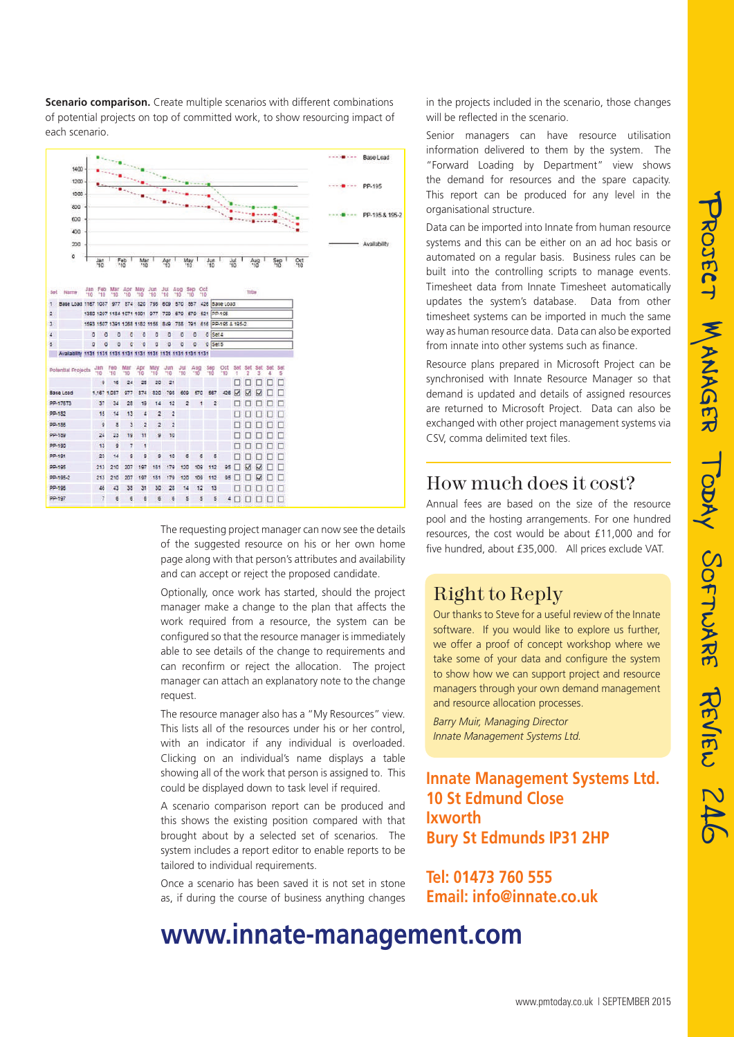**Scenario comparison.** Create multiple scenarios with different combinations of potential projects on top of committed work, to show resourcing impact of each scenario.

Base Load
PP-195
PP-195 & 195-2
Availability

1400
1200
1000
800
600
400
200
0

Jan '10 Feb '10 Mar '10 Apr '10 May '10 Jun '10 Jul '10 Aug '10 Sep '10 Oct '10

| Set | Name | Jan '10 | Feb '10 | Mar '10 | Apr '10 | May '10 | Jun '10 | Jul '10 | Aug '10 | Sep '10 | Oct '10 | Title |
|---|---|---|---|---|---|---|---|---|---|---|---|---|
| 1 | Base Load | 1167 | 1087 | 977 | 874 | 820 | 798 | 609 | 570 | 557 | 426 | Base Load |
| 2 | | 1380 | 1297 | 1184 | 1071 | 1001 | 977 | 729 | 679 | 679 | 521 | PP-195 |
| 3 | | 1593 | 1507 | 1391 | 1268 | 1182 | 1156 | 849 | 788 | 791 | 616 | PP-195 & 195-2 |
| 4 | | 0 | 0 | 0 | 0 | 0 | 0 | 0 | 0 | 0 | 0 | Set 4 |
| 5 | | 0 | 0 | 0 | 0 | 0 | 0 | 0 | 0 | 0 | 0 | Set 5 |
| | Availability | 1131 | 1131 | 1131 | 1131 | 1131 | 1131 | 1131 | 1131 | 1131 | 1131 | |

| Potential Projects | Jan '10 | Feb '10 | Mar '10 | Apr '10 | May '10 | Jun '10 | Jul '10 | Aug '10 | Sep '10 | Oct '10 | Set 1 | Set 2 | Set 3 | Set 4 | Set 5 |
|---|---|---|---|---|---|---|---|---|---|---|---|---|---|---|---|
| | 9 | 16 | 24 | 25 | 20 | 21 | | | | | ☐ | ☐ | ☐ | ☐ | ☐ |
| Base Load | 1,167 | 1,087 | 977 | 874 | 820 | 798 | 609 | 570 | 557 | 426 | ☑ | ☑ | ☑ | ☐ | ☐ |
| PP-17673 | 37 | 34 | 28 | 19 | 14 | 12 | 2 | 1 | 2 | | ☐ | ☐ | ☐ | ☐ | ☐ |
| PP-182 | 15 | 14 | 13 | 4 | 2 | 2 | | | | | ☐ | ☐ | ☐ | ☐ | ☐ |
| PP-188 | 9 | 8 | 3 | 2 | 2 | 2 | | | | | ☐ | ☐ | ☐ | ☐ | ☐ |
| PP-189 | 24 | 23 | 19 | 11 | 9 | 10 | | | | | ☐ | ☐ | ☐ | ☐ | ☐ |
| PP-190 | 13 | 9 | 7 | 1 | | | | | | | ☐ | ☐ | ☐ | ☐ | ☐ |
| PP-191 | 23 | 14 | 9 | 9 | 9 | 10 | 6 | 6 | 6 | | ☐ | ☐ | ☐ | ☐ | ☐ |
| PP-195 | 213 | 210 | 207 | 197 | 181 | 179 | 120 | 109 | 112 | 95 | ☐ | ☑ | ☑ | ☐ | ☐ |
| PP-195-2 | 213 | 210 | 207 | 197 | 181 | 179 | 120 | 109 | 112 | 95 | ☐ | ☐ | ☑ | ☐ | ☐ |
| PP-196 | 46 | 43 | 38 | 31 | 30 | 28 | 14 | 12 | 13 | | ☐ | ☐ | ☐ | ☐ | ☐ |
| PP-197 | 7 | 6 | 6 | 6 | 6 | 6 | 5 | 5 | 5 | 4 | ☐ | ☐ | ☐ | ☐ | ☐ |

The requesting project manager can now see the details of the suggested resource on his or her own home page along with that person's attributes and availability and can accept or reject the proposed candidate.

Optionally, once work has started, should the project manager make a change to the plan that affects the work required from a resource, the system can be configured so that the resource manager is immediately able to see details of the change to requirements and can reconfirm or reject the allocation. The project manager can attach an explanatory note to the change request.

The resource manager also has a "My Resources" view. This lists all of the resources under his or her control, with an indicator if any individual is overloaded. Clicking on an individual's name displays a table showing all of the work that person is assigned to. This could be displayed down to task level if required.

A scenario comparison report can be produced and this shows the existing position compared with that brought about by a selected set of scenarios. The system includes a report editor to enable reports to be tailored to individual requirements.

Once a scenario has been saved it is not set in stone as, if during the course of business anything changes in the projects included in the scenario, those changes will be reflected in the scenario.

Senior managers can have resource utilisation information delivered to them by the system. The "Forward Loading by Department" view shows the demand for resources and the spare capacity. This report can be produced for any level in the organisational structure.

Data can be imported into Innate from human resource systems and this can be either on an ad hoc basis or automated on a regular basis. Business rules can be built into the controlling scripts to manage events. Timesheet data from Innate Timesheet automatically updates the system's database. Data from other timesheet systems can be imported in much the same way as human resource data. Data can also be exported from innate into other systems such as finance.

Resource plans prepared in Microsoft Project can be synchronised with Innate Resource Manager so that demand is updated and details of assigned resources are returned to Microsoft Project. Data can also be exchanged with other project management systems via CSV, comma delimited text files.

## How much does it cost?

Annual fees are based on the size of the resource pool and the hosting arrangements. For one hundred resources, the cost would be about £11,000 and for five hundred, about £35,000. All prices exclude VAT.

## Right to Reply

Our thanks to Steve for a useful review of the Innate software. If you would like to explore us further, we offer a proof of concept workshop where we take some of your data and configure the system to show how we can support project and resource managers through your own demand management and resource allocation processes.

*Barry Muir, Managing Director*
*Innate Management Systems Ltd.*

**Innate Management Systems Ltd.**
**10 St Edmund Close**
**Ixworth**
**Bury St Edmunds IP31 2HP**

**Tel: 01473 760 555**
**Email: info@innate.co.uk**

# www.innate-management.com